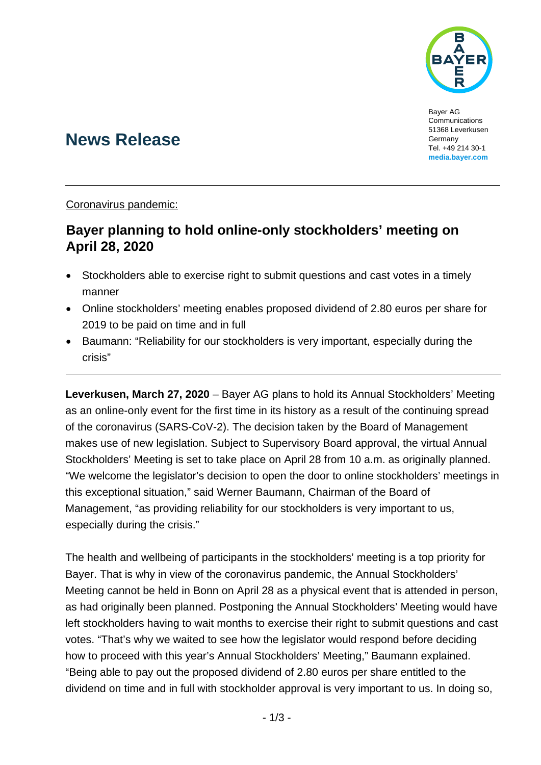Bayer AG
Communications
51368 Leverkusen
Germany
Tel. +49 214 30-1
**media.bayer.com**

# News Release

Coronavirus pandemic:

## Bayer planning to hold online-only stockholders' meeting on April 28, 2020

- Stockholders able to exercise right to submit questions and cast votes in a timely manner
- Online stockholders' meeting enables proposed dividend of 2.80 euros per share for 2019 to be paid on time and in full
- Baumann: "Reliability for our stockholders is very important, especially during the crisis"

**Leverkusen, March 27, 2020** – Bayer AG plans to hold its Annual Stockholders' Meeting as an online-only event for the first time in its history as a result of the continuing spread of the coronavirus (SARS-CoV-2). The decision taken by the Board of Management makes use of new legislation. Subject to Supervisory Board approval, the virtual Annual Stockholders' Meeting is set to take place on April 28 from 10 a.m. as originally planned. "We welcome the legislator's decision to open the door to online stockholders' meetings in this exceptional situation," said Werner Baumann, Chairman of the Board of Management, "as providing reliability for our stockholders is very important to us, especially during the crisis."

The health and wellbeing of participants in the stockholders' meeting is a top priority for Bayer. That is why in view of the coronavirus pandemic, the Annual Stockholders' Meeting cannot be held in Bonn on April 28 as a physical event that is attended in person, as had originally been planned. Postponing the Annual Stockholders' Meeting would have left stockholders having to wait months to exercise their right to submit questions and cast votes. "That's why we waited to see how the legislator would respond before deciding how to proceed with this year's Annual Stockholders' Meeting," Baumann explained. "Being able to pay out the proposed dividend of 2.80 euros per share entitled to the dividend on time and in full with stockholder approval is very important to us. In doing so,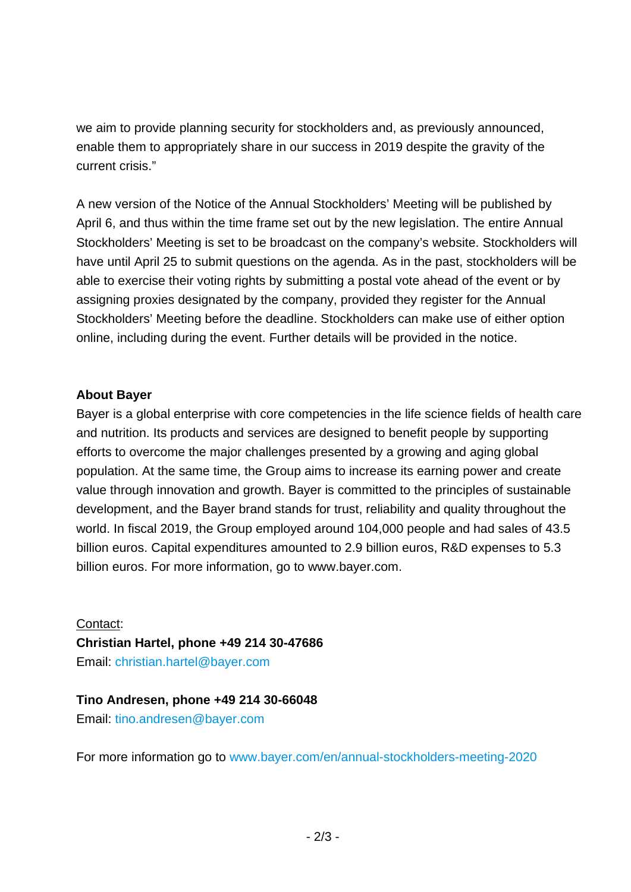we aim to provide planning security for stockholders and, as previously announced, enable them to appropriately share in our success in 2019 despite the gravity of the current crisis."

A new version of the Notice of the Annual Stockholders' Meeting will be published by April 6, and thus within the time frame set out by the new legislation. The entire Annual Stockholders' Meeting is set to be broadcast on the company's website. Stockholders will have until April 25 to submit questions on the agenda. As in the past, stockholders will be able to exercise their voting rights by submitting a postal vote ahead of the event or by assigning proxies designated by the company, provided they register for the Annual Stockholders' Meeting before the deadline. Stockholders can make use of either option online, including during the event. Further details will be provided in the notice.

**About Bayer**
Bayer is a global enterprise with core competencies in the life science fields of health care and nutrition. Its products and services are designed to benefit people by supporting efforts to overcome the major challenges presented by a growing and aging global population. At the same time, the Group aims to increase its earning power and create value through innovation and growth. Bayer is committed to the principles of sustainable development, and the Bayer brand stands for trust, reliability and quality throughout the world. In fiscal 2019, the Group employed around 104,000 people and had sales of 43.5 billion euros. Capital expenditures amounted to 2.9 billion euros, R&D expenses to 5.3 billion euros. For more information, go to www.bayer.com.

Contact:
**Christian Hartel, phone +49 214 30-47686**
Email: christian.hartel@bayer.com

**Tino Andresen, phone +49 214 30-66048**
Email: tino.andresen@bayer.com

For more information go to www.bayer.com/en/annual-stockholders-meeting-2020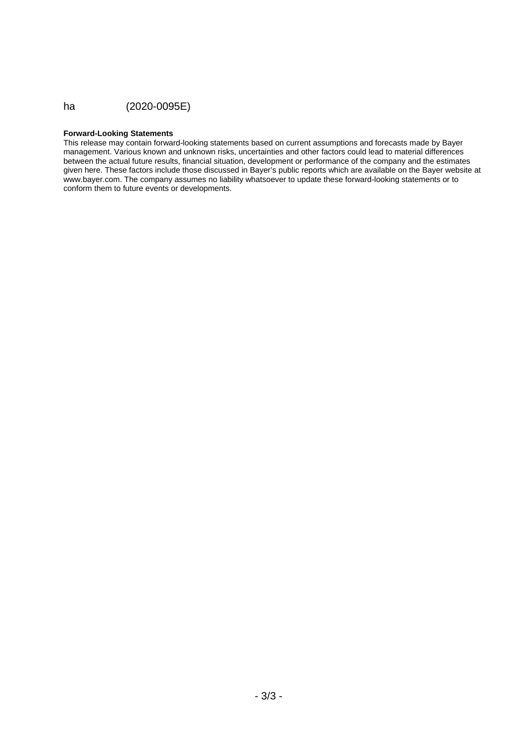ha (2020-0095E)

**Forward-Looking Statements**

This release may contain forward-looking statements based on current assumptions and forecasts made by Bayer management. Various known and unknown risks, uncertainties and other factors could lead to material differences between the actual future results, financial situation, development or performance of the company and the estimates given here. These factors include those discussed in Bayer's public reports which are available on the Bayer website at www.bayer.com. The company assumes no liability whatsoever to update these forward-looking statements or to conform them to future events or developments.